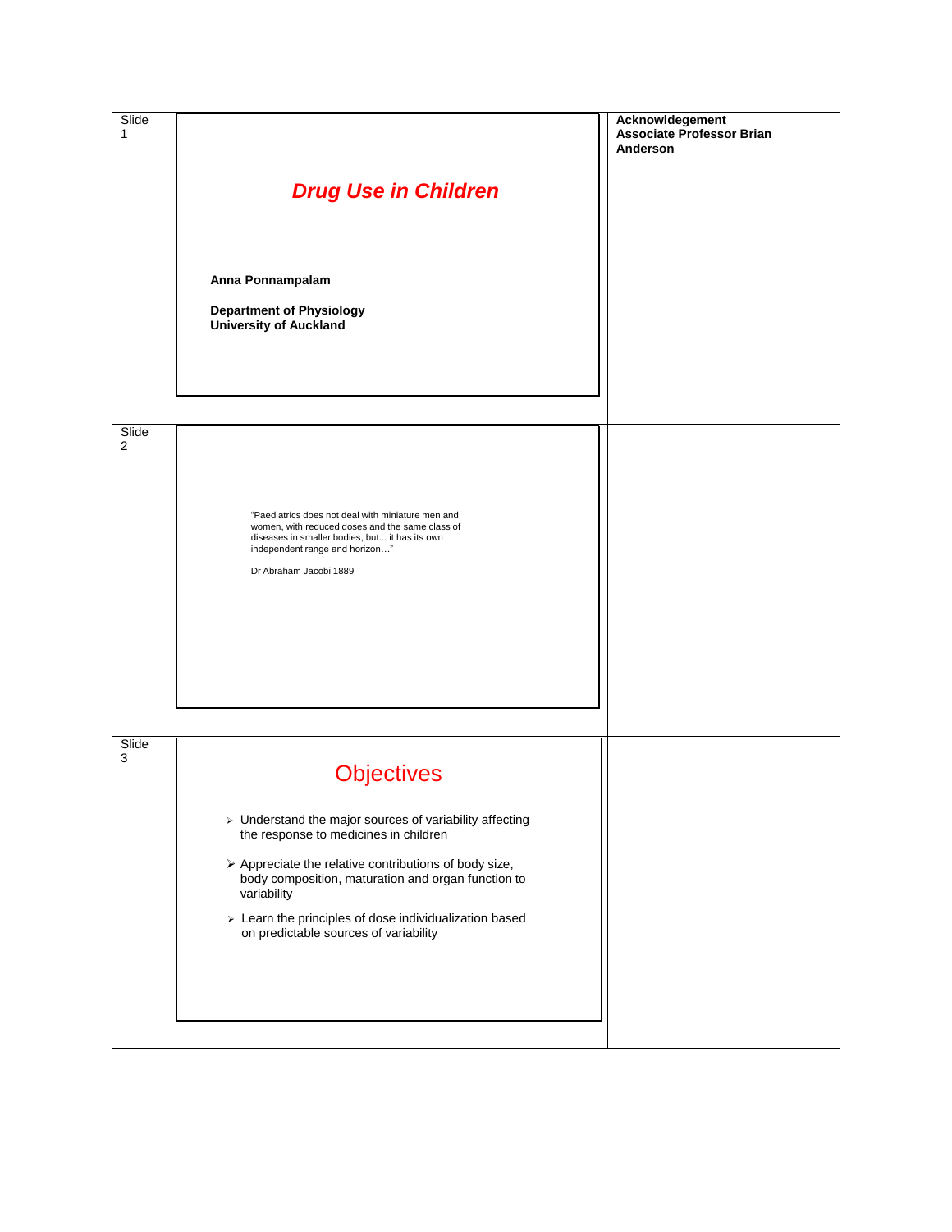Slide 1

# *Drug Use in Children*

**Anna Ponnampalam**

**Department of Physiology**
**University of Auckland**

**Acknowldegement**
**Associate Professor Brian Anderson**

Slide 2

"Paediatrics does not deal with miniature men and women, with reduced doses and the same class of diseases in smaller bodies, but... it has its own independent range and horizon…"

Dr Abraham Jacobi 1889

Slide 3

## Objectives

- Understand the major sources of variability affecting the response to medicines in children
- Appreciate the relative contributions of body size, body composition, maturation and organ function to variability
- Learn the principles of dose individualization based on predictable sources of variability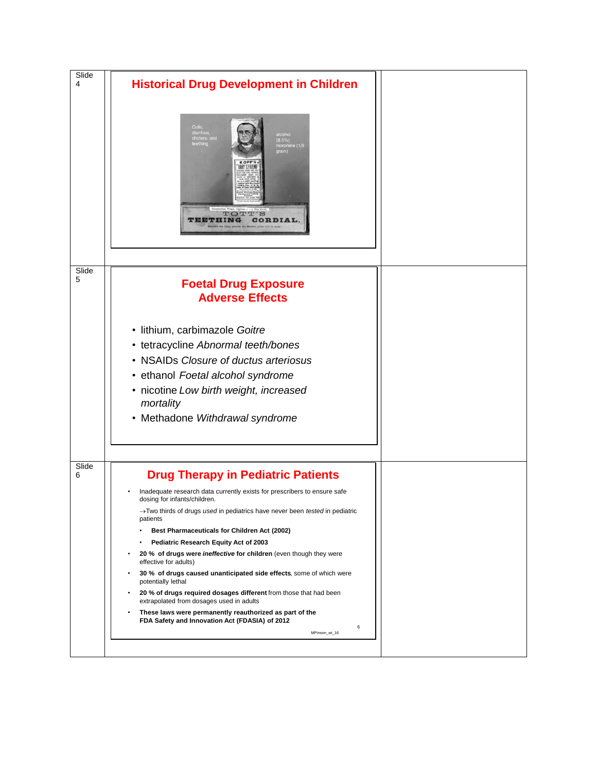Slide 4

## Historical Drug Development in Children

Colic, diarrhea, cholera, and teething

alcohol (8.5%) morphine (1/8 grain)

KOPP'S "BABY'S FRIEND"

TOTT'S TEETHING CORDIAL

Slide 5

## Foetal Drug Exposure Adverse Effects

- lithium, carbimazole *Goitre*
- tetracycline *Abnormal teeth/bones*
- NSAIDs *Closure of ductus arteriosus*
- ethanol *Foetal alcohol syndrome*
- nicotine *Low birth weight, increased mortality*
- Methadone *Withdrawal syndrome*

Slide 6

## Drug Therapy in Pediatric Patients

- Inadequate research data currently exists for prescribers to ensure safe dosing for infants/children.

  →Two thirds of drugs *used* in pediatrics have never been *tested* in pediatric patients

  - **Best Pharmaceuticals for Children Act (2002)**
  - **Pediatric Research Equity Act of 2003**
- **20 % of drugs were *ineffective* for children** (even though they were effective for adults)
- **30 % of drugs caused unanticipated side effects**, some of which were potentially lethal
- **20 % of drugs required dosages different** from those that had been extrapolated from dosages used in adults
- **These laws were permanently reauthorized as part of the FDA Safety and Innovation Act (FDASIA) of 2012**

MPinson_wi_16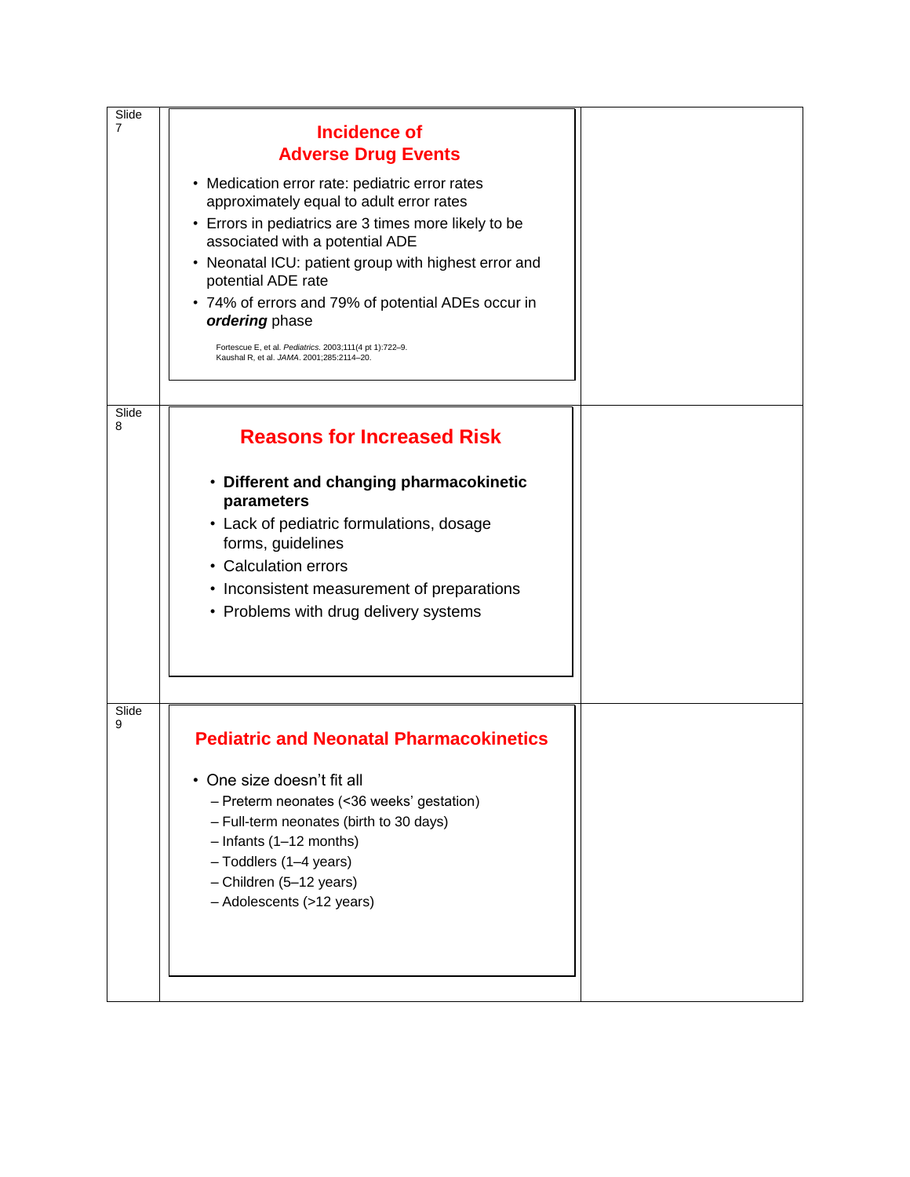Slide 7

## Incidence of Adverse Drug Events

- Medication error rate: pediatric error rates approximately equal to adult error rates
- Errors in pediatrics are 3 times more likely to be associated with a potential ADE
- Neonatal ICU: patient group with highest error and potential ADE rate
- 74% of errors and 79% of potential ADEs occur in ***ordering*** phase

Fortescue E, et al. *Pediatrics.* 2003;111(4 pt 1):722–9.
Kaushal R, et al. *JAMA*. 2001;285:2114–20.

Slide 8

## Reasons for Increased Risk

- **Different and changing pharmacokinetic parameters**
- Lack of pediatric formulations, dosage forms, guidelines
- Calculation errors
- Inconsistent measurement of preparations
- Problems with drug delivery systems

Slide 9

## Pediatric and Neonatal Pharmacokinetics

- One size doesn't fit all
  - Preterm neonates (<36 weeks' gestation)
  - Full-term neonates (birth to 30 days)
  - Infants (1–12 months)
  - Toddlers (1–4 years)
  - Children (5–12 years)
  - Adolescents (>12 years)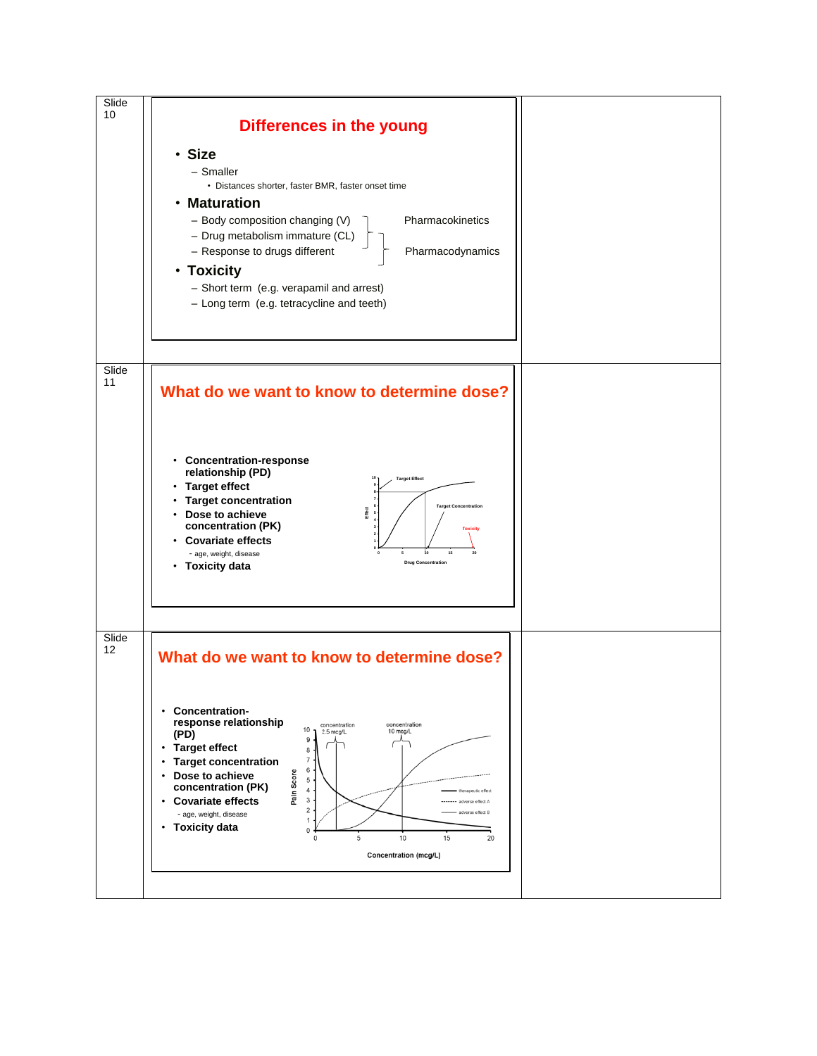Slide 10

## Differences in the young

- **Size**
  - Smaller
    - Distances shorter, faster BMR, faster onset time
- **Maturation**
  - Body composition changing (V) — Pharmacokinetics
  - Drug metabolism immature (CL) — Pharmacokinetics / Pharmacodynamics
  - Response to drugs different — Pharmacodynamics
- **Toxicity**
  - Short term (e.g. verapamil and arrest)
  - Long term (e.g. tetracycline and teeth)

Slide 11

## What do we want to know to determine dose?

- **Concentration-response relationship (PD)**
- **Target effect**
- **Target concentration**
- **Dose to achieve concentration (PK)**
- **Covariate effects**
  - age, weight, disease
- **Toxicity data**

Slide 12

## What do we want to know to determine dose?

- **Concentration-response relationship (PD)**
- **Target effect**
- **Target concentration**
- **Dose to achieve concentration (PK)**
- **Covariate effects**
  - age, weight, disease
- **Toxicity data**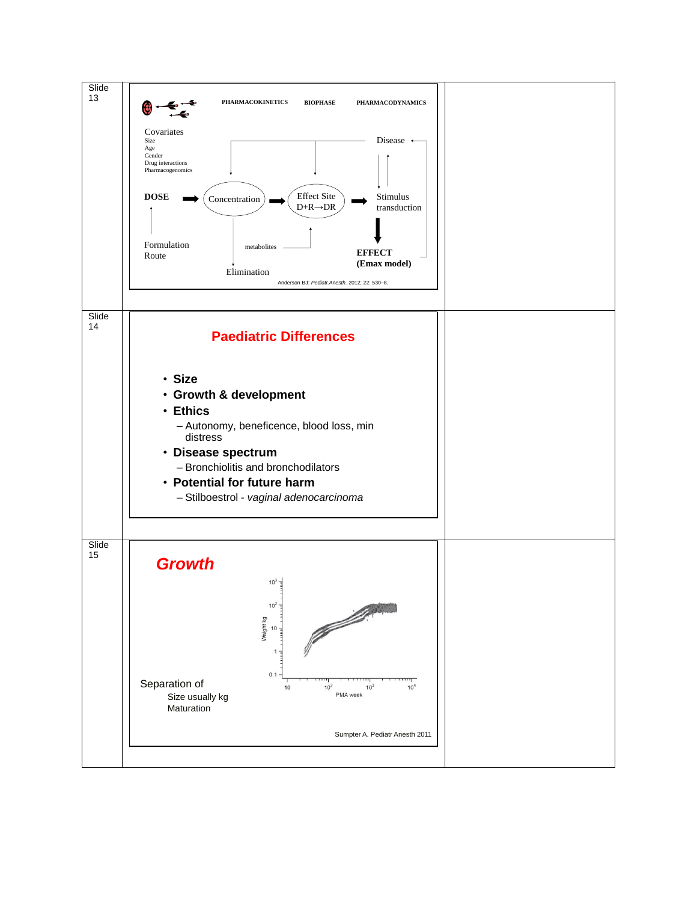| | | |
|---|---|---|
| Slide 13 | PHARMACOKINETICS — BIOPHASE — PHARMACODYNAMICS<br><br>Covariates: Size, Age, Gender, Drug interactions, Pharmacogenomics<br><br>DOSE → Concentration → Effect Site D+R→DR → Stimulus transduction → EFFECT (Emax model)<br><br>Formulation, Route → DOSE<br><br>Concentration → metabolites → Effect Site<br><br>Concentration → Elimination<br><br>Disease ↔ Stimulus transduction; EFFECT → Disease<br><br>Anderson BJ: *Pediatr.Anesth.* 2012; 22: 530–8. | |
| Slide 14 | **Paediatric Differences**<br><br>• **Size**<br>• **Growth & development**<br>• **Ethics**<br>– Autonomy, beneficence, blood loss, min distress<br>• **Disease spectrum**<br>– Bronchiolitis and bronchodilators<br>• **Potential for future harm**<br>– Stilboestrol - *vaginal adenocarcinoma* | |
| Slide 15 | ***Growth***<br><br>[Graph: Weight kg ($0.1$ to $10^3$) vs PMA week ($10$ to $10^4$)]<br><br>Separation of<br>Size usually kg<br>Maturation<br><br>Sumpter A. Pediatr Anesth 2011 | |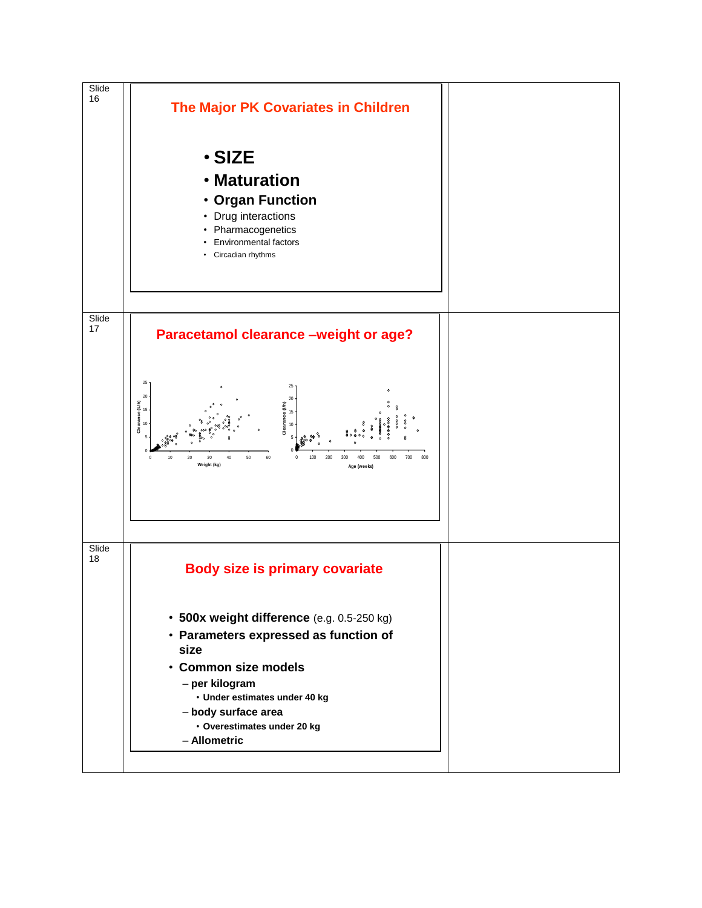Slide 16

## The Major PK Covariates in Children

- **SIZE**
- **Maturation**
- **Organ Function**
- Drug interactions
- Pharmacogenetics
- Environmental factors
- Circadian rhythms

Slide 17

## Paracetamol clearance –weight or age?

Slide 18

## Body size is primary covariate

- **500x weight difference** (e.g. 0.5-250 kg)
- **Parameters expressed as function of size**
- **Common size models**
  - **per kilogram**
    - **Under estimates under 40 kg**
  - **body surface area**
    - **Overestimates under 20 kg**
  - **Allometric**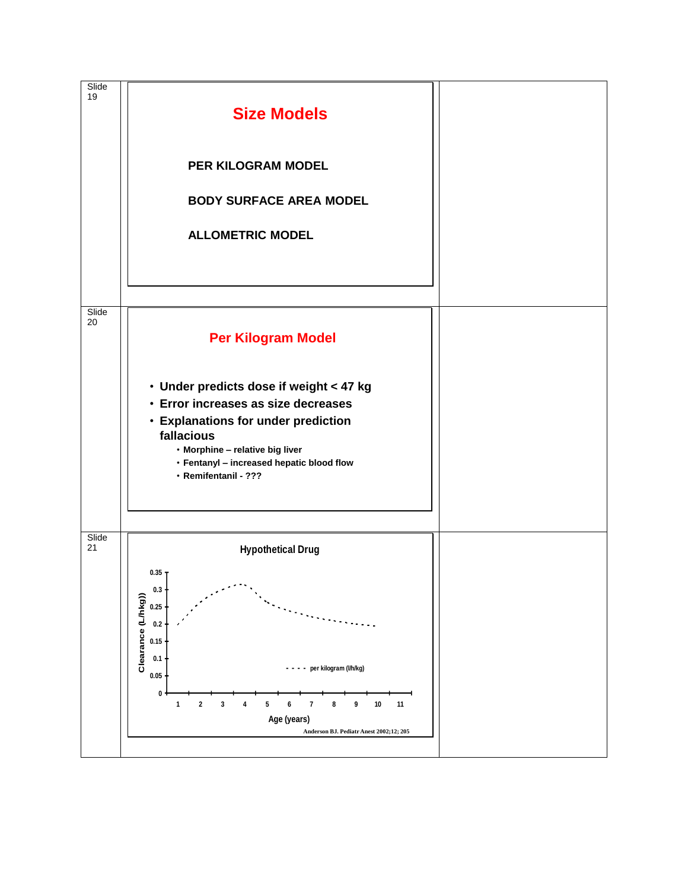Slide 19

## Size Models

**PER KILOGRAM MODEL**

**BODY SURFACE AREA MODEL**

**ALLOMETRIC MODEL**

Slide 20

## Per Kilogram Model

- **Under predicts dose if weight < 47 kg**
- **Error increases as size decreases**
- **Explanations for under prediction fallacious**
  - **Morphine – relative big liver**
  - **Fentanyl – increased hepatic blood flow**
  - **Remifentanil - ???**

Slide 21

**Hypothetical Drug**

Clearance (L/hkg))

0.35, 0.3, 0.25, 0.2, 0.15, 0.1, 0.05, 0

- - - - per kilogram (l/h/kg)

1 2 3 4 5 6 7 8 9 10 11

Age (years)

Anderson BJ. Pediatr Anest 2002;12; 205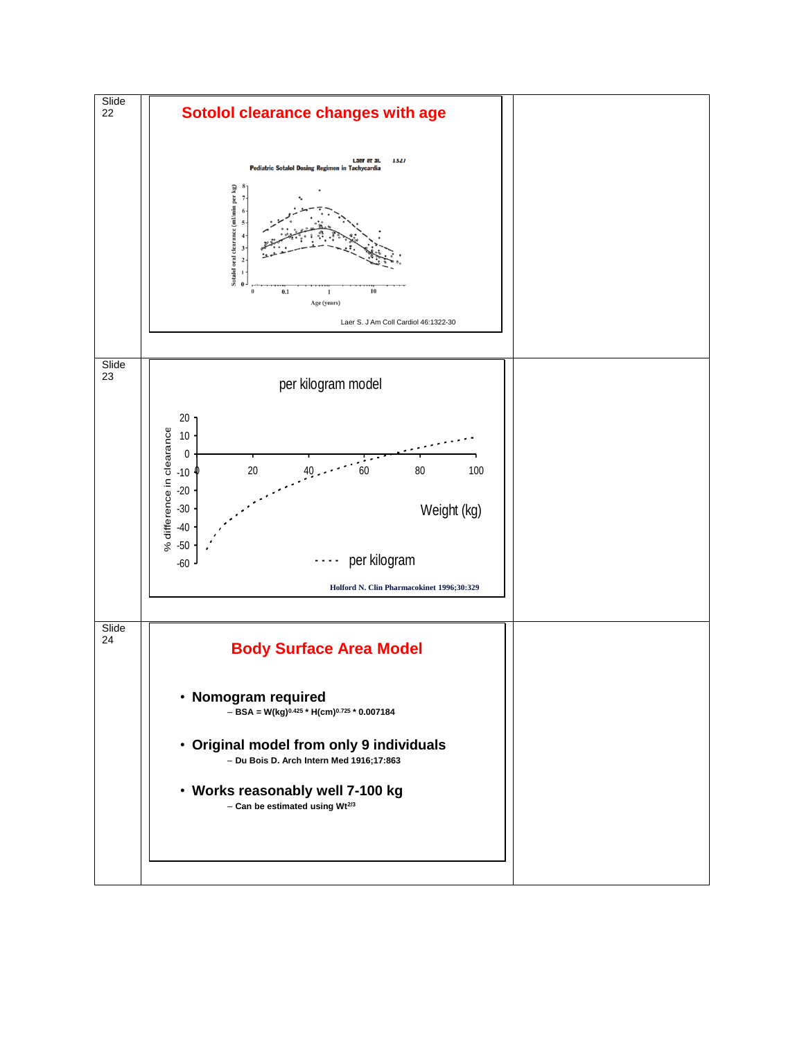Slide 22

## Sotolol clearance changes with age

Laer et al. 1327

Pediatric Sotalol Dosing Regimen in Tachycardia

Sotalol oral clearance (ml/min per kg)

Age (years)

Laer S. J Am Coll Cardiol 46:1322-30

Slide 23

## per kilogram model

% difference in clearance

Weight (kg)

per kilogram

Holford N. Clin Pharmacokinet 1996;30:329

Slide 24

## Body Surface Area Model

- **Nomogram required**
  - **BSA = W(kg)$^{0.425}$ * H(cm)$^{0.725}$ * 0.007184**
- **Original model from only 9 individuals**
  - **Du Bois D. Arch Intern Med 1916;17:863**
- **Works reasonably well 7-100 kg**
  - **Can be estimated using Wt$^{2/3}$**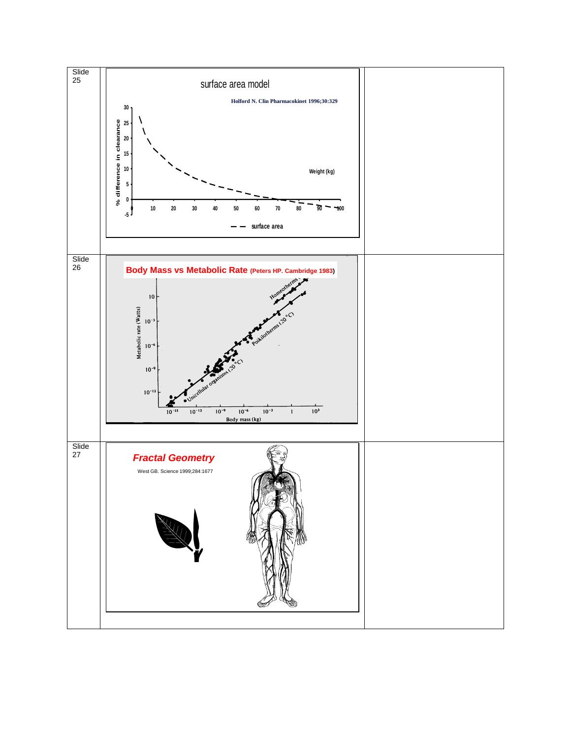| | | |
|---|---|---|
| Slide 25 | surface area model<br><br>Holford N. Clin Pharmacokinet 1996;30:329 | |
| Slide 26 | Body Mass vs Metabolic Rate (Peters HP. Cambridge 1983) | |
| Slide 27 | *Fractal Geometry*<br><br>West GB. Science 1999;284:1677 | |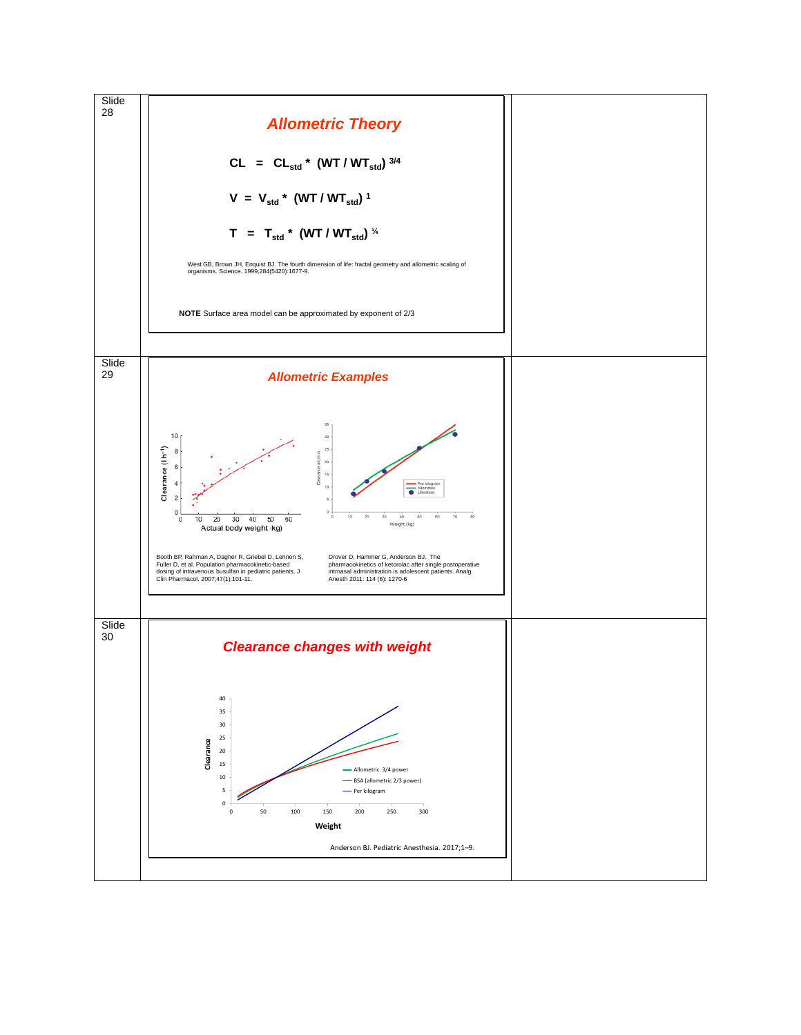Slide 28

## *Allometric Theory*

$$CL = CL_{std} * (WT / WT_{std})^{3/4}$$

$$V = V_{std} * (WT / WT_{std})^{1}$$

$$T = T_{std} * (WT / WT_{std})^{1/4}$$

West GB, Brown JH, Enquist BJ. The fourth dimension of life: fractal geometry and allometric scaling of organisms. Science. 1999;284(5420):1677-9.

**NOTE** Surface area model can be approximated by exponent of 2/3

Slide 29

## *Allometric Examples*

Booth BP, Rahman A, Dagher R, Griebel D, Lennon S, Fuller D, et al. Population pharmacokinetic-based dosing of intravenous busulfan in pediatric patients. J Clin Pharmacol. 2007;47(1):101-11.

Drover D, Hammer G, Anderson BJ. The pharmacokinetics of ketorolac after single postoperative intrnasal administration is adolescent patients. Analg Anesth 2011: 114 (6): 1270-6

Slide 30

## *Clearance changes with weight*

Anderson BJ. Pediatric Anesthesia. 2017;1–9.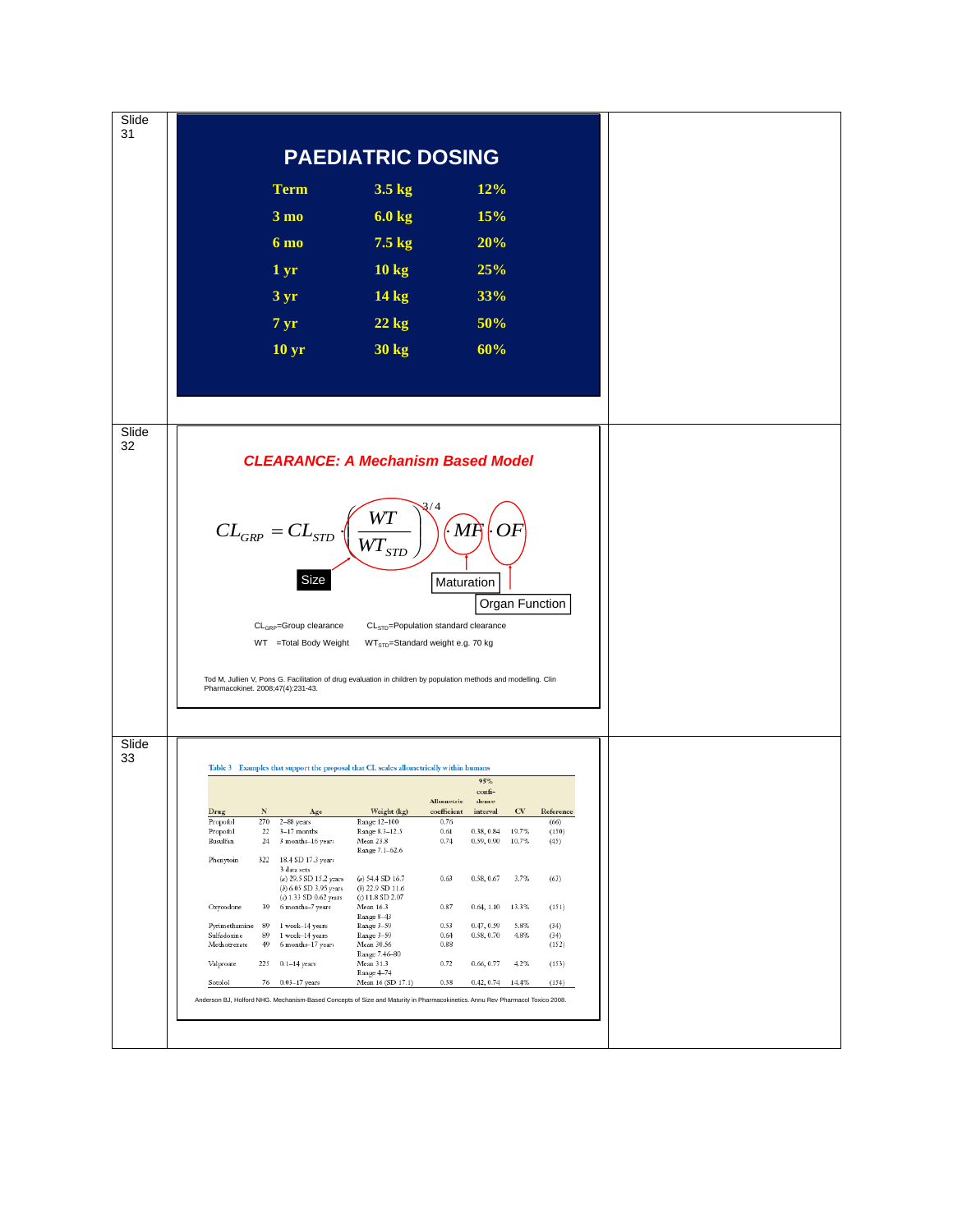Slide 31

# PAEDIATRIC DOSING

| | | |
|---|---|---|
| Term | 3.5 kg | 12% |
| 3 mo | 6.0 kg | 15% |
| 6 mo | 7.5 kg | 20% |
| 1 yr | 10 kg | 25% |
| 3 yr | 14 kg | 33% |
| 7 yr | 22 kg | 50% |
| 10 yr | 30 kg | 60% |

Slide 32

## *CLEARANCE: A Mechanism Based Model*

$$CL_{GRP} = CL_{STD} \cdot \left( \frac{WT}{WT_{STD}} \right)^{3/4} \cdot MF \cdot OF$$

Size — Maturation — Organ Function

$CL_{GRP}$=Group clearance $CL_{STD}$=Population standard clearance

WT =Total Body Weight $WT_{STD}$=Standard weight e.g. 70 kg

Tod M, Jullien V, Pons G. Facilitation of drug evaluation in children by population methods and modelling. Clin Pharmacokinet. 2008;47(4):231-43.

Slide 33

Table 3 Examples that support the proposal that CL scales allometrically within humans

| Drug | N | Age | Weight (kg) | Allometric coefficient | 95% confidence interval | CV | Reference |
|---|---|---|---|---|---|---|---|
| Propofol | 270 | 2–88 years | Range 12–100 | 0.76 | | | (66) |
| Propofol | 22 | 3–17 months | Range 8.3–12.3 | 0.61 | 0.38, 0.84 | 19.7% | (150) |
| Busulfan | 24 | 3 months–16 years | Mean 23.8 Range 7.1–62.6 | 0.74 | 0.59, 0.90 | 10.7% | (45) |
| Phenytoin | 322 | 18.4 SD 17.3 years 3 data sets (a) 29.5 SD 15.2 years (b) 6.05 SD 3.95 years (c) 1.33 SD 0.62 years | (a) 54.4 SD 16.7 (b) 22.9 SD 11.6 (c) 11.8 SD 2.07 | 0.63 | 0.58, 0.67 | 3.7% | (63) |
| Oxycodone | 39 | 6 months–7 years | Mean 16.3 Range 8–43 | 0.87 | 0.64, 1.10 | 13.3% | (151) |
| Pyrimethamine | 89 | 1 week–14 years | Range 3–59 | 0.53 | 0.47, 0.59 | 5.8% | (34) |
| Sulfadoxine | 89 | 1 week–14 years | Range 3–59 | 0.64 | 0.58, 0.70 | 4.8% | (34) |
| Methotrexate | 49 | 6 months–17 years | Mean 30.56 Range 7.46–80 | 0.88 | | | (152) |
| Valproate | 225 | 0.1–14 years | Mean 31.3 Range 4–74 | 0.72 | 0.66, 0.77 | 4.2% | (153) |
| Sotalol | 76 | 0.03–17 years | Mean 16 (SD 17.1) | 0.58 | 0.42, 0.74 | 14.4% | (154) |

Anderson BJ, Holford NHG. Mechanism-Based Concepts of Size and Maturity in Pharmacokinetics. Annu Rev Pharmacol Toxico 2008.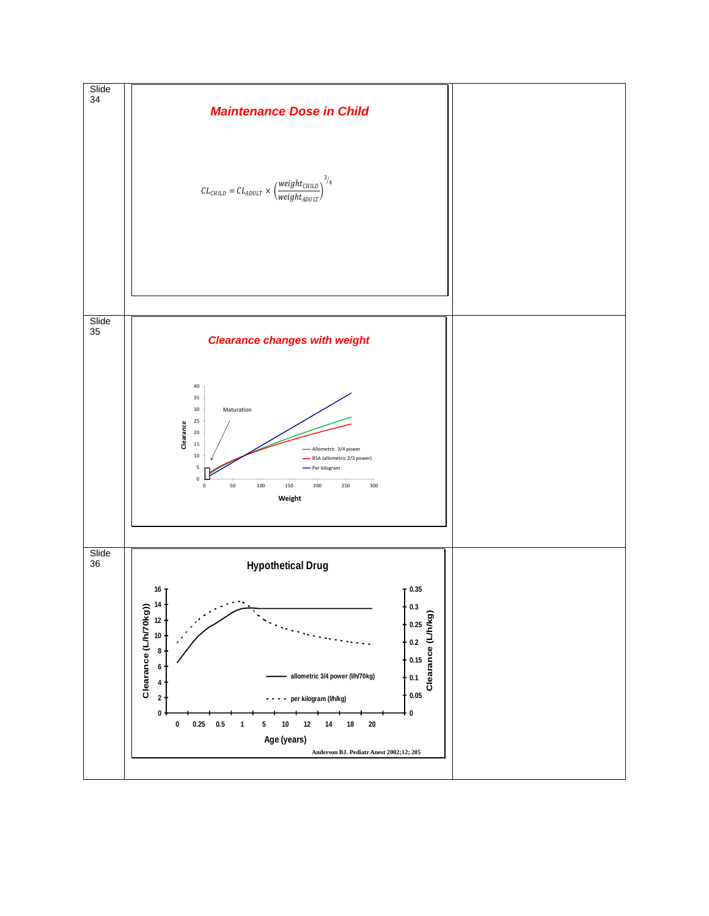Slide 34

## *Maintenance Dose in Child*

$$CL_{CHILD} = CL_{ADULT} \times \left(\frac{weight_{CHILD}}{weight_{ADULT}}\right)^{3/4}$$

Slide 35

## *Clearance changes with weight*

Clearance

40
35
30
25
20
15
10
5
0

Maturation

- Allometric 3/4 power
- BSA (allometric 2/3 power)
- Per kilogram

0 50 100 150 200 250 300

Weight

Slide 36

## Hypothetical Drug

Clearance (L/h/70kg))

16
14
12
10
8
6
4
2
0

Clearance (L/h/kg)

0.35
0.3
0.25
0.2
0.15
0.1
0.05
0

- allometric 3/4 power (l/h/70kg)
- per kilogram (l/h/kg)

0 0.25 0.5 1 5 10 12 14 18 20

Age (years)

Anderson BJ. Pediatr Anest 2002;12; 205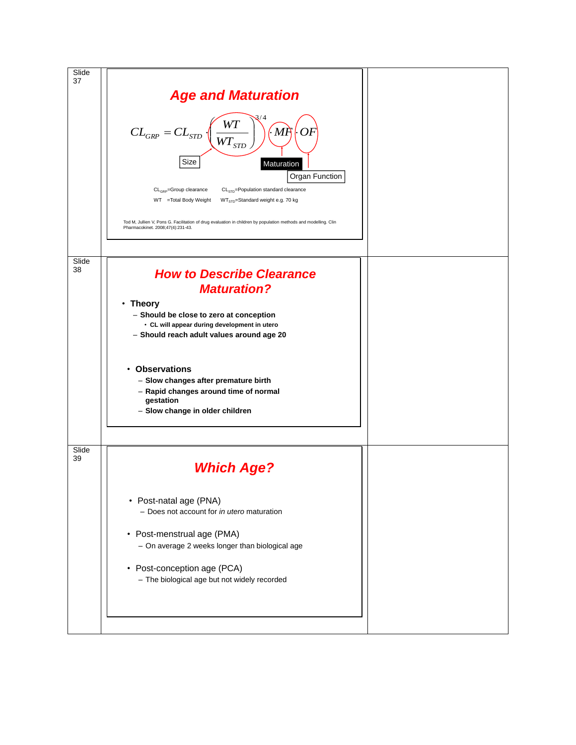Slide 37

## Age and Maturation

$$CL_{GRP} = CL_{STD} \cdot \left(\frac{WT}{WT_{STD}}\right)^{3/4} \cdot MF \cdot OF$$

Size — Maturation — Organ Function

$CL_{GRP}$=Group clearance $CL_{STD}$=Population standard clearance

WT =Total Body Weight $WT_{STD}$=Standard weight e.g. 70 kg

Tod M, Jullien V, Pons G. Facilitation of drug evaluation in children by population methods and modelling. Clin Pharmacokinet. 2008;47(4):231-43.

Slide 38

## How to Describe Clearance Maturation?

- **Theory**
  - **Should be close to zero at conception**
    - **CL will appear during development in utero**
  - **Should reach adult values around age 20**

- **Observations**
  - **Slow changes after premature birth**
  - **Rapid changes around time of normal gestation**
  - **Slow change in older children**

Slide 39

## Which Age?

- Post-natal age (PNA)
  - Does not account for *in utero* maturation

- Post-menstrual age (PMA)
  - On average 2 weeks longer than biological age

- Post-conception age (PCA)
  - The biological age but not widely recorded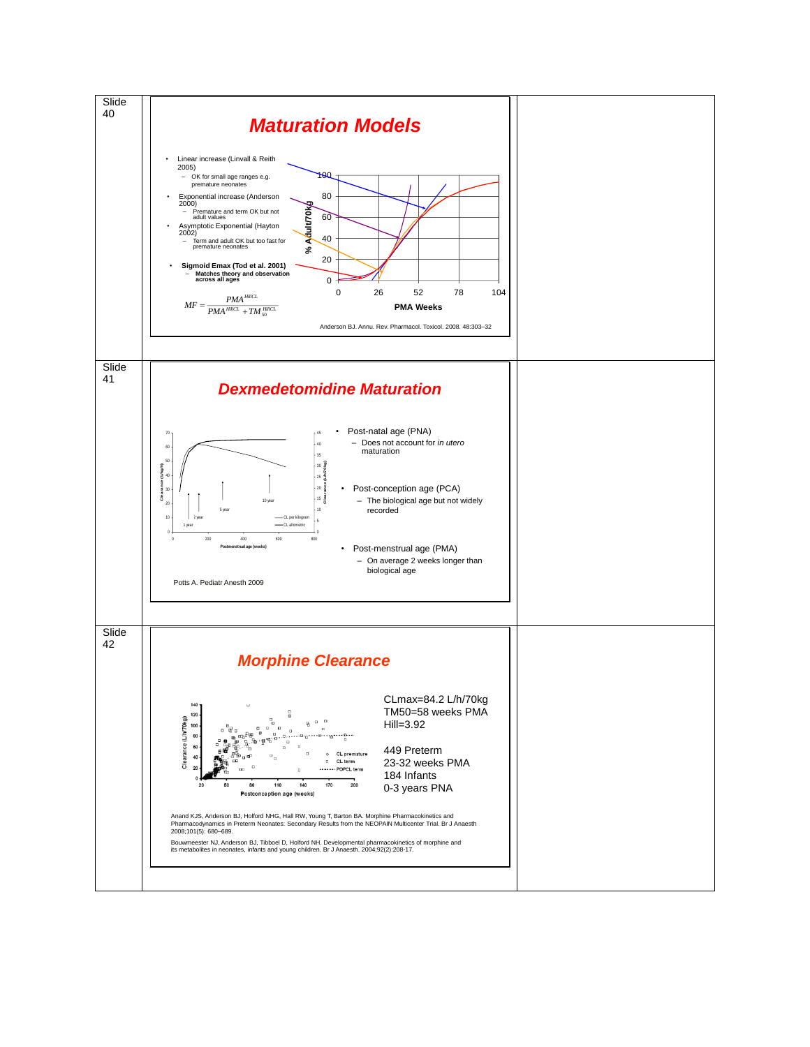Slide 40

## Maturation Models

- Linear increase (Linvall & Reith 2005)
  - OK for small age ranges e.g. premature neonates
- Exponential increase (Anderson 2000)
  - Premature and term OK but not adult values
- Asymptotic Exponential (Hayton 2002)
  - Term and adult OK but too fast for premature neonates
- **Sigmoid Emax (Tod et al. 2001)**
  - **Matches theory and observation across all ages**

$$MF = \frac{PMA^{Hill CL}}{PMA^{Hill CL} + TM_{50}^{Hill CL}}$$

Anderson BJ. Annu. Rev. Pharmacol. Toxicol. 2008. 48:303–32

Slide 41

## Dexmedetomidine Maturation

- Post-natal age (PNA)
  - Does not account for *in utero* maturation
- Post-conception age (PCA)
  - The biological age but not widely recorded
- Post-menstrual age (PMA)
  - On average 2 weeks longer than biological age

Potts A. Pediatr Anesth 2009

Slide 42

## Morphine Clearance

CLmax=84.2 L/h/70kg
TM50=58 weeks PMA
Hill=3.92

449 Preterm
23-32 weeks PMA
184 Infants
0-3 years PNA

Anand KJS, Anderson BJ, Holford NHG, Hall RW, Young T, Barton BA. Morphine Pharmacokinetics and Pharmacodynamics in Preterm Neonates: Secondary Results from the NEOPAIN Multicenter Trial. Br J Anaesth 2008;101(5): 680–689.

Bouwmeester NJ, Anderson BJ, Tibboel D, Holford NH. Developmental pharmacokinetics of morphine and its metabolites in neonates, infants and young children. Br J Anaesth. 2004;92(2):208-17.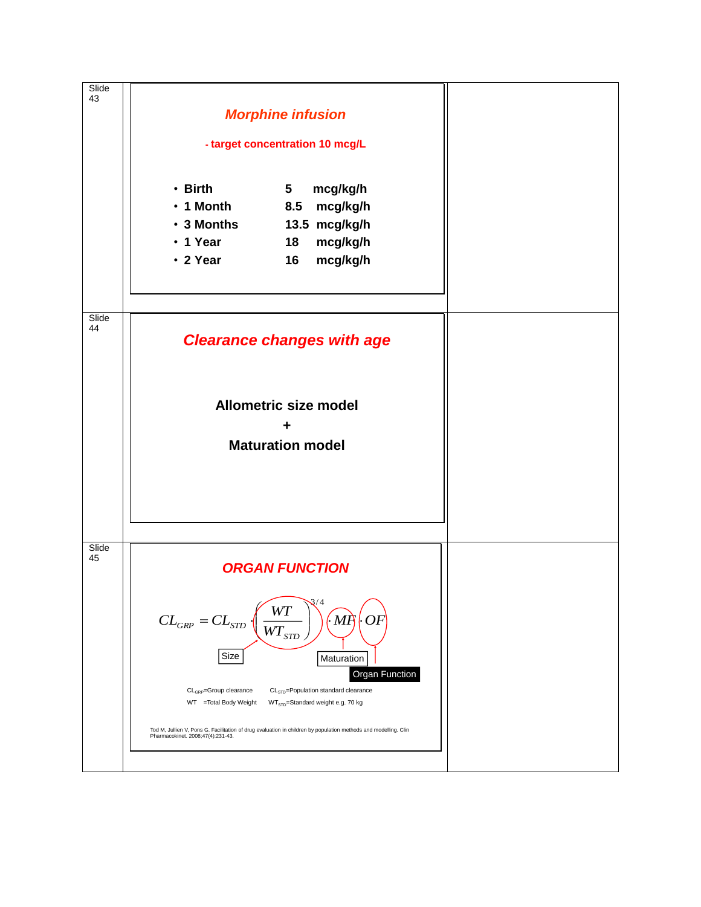Slide 43

## *Morphine infusion*

**- target concentration 10 mcg/L**

- **Birth** **5 mcg/kg/h**
- **1 Month** **8.5 mcg/kg/h**
- **3 Months** **13.5 mcg/kg/h**
- **1 Year** **18 mcg/kg/h**
- **2 Year** **16 mcg/kg/h**

Slide 44

## *Clearance changes with age*

**Allometric size model**

**+**

**Maturation model**

Slide 45

## *ORGAN FUNCTION*

$$CL_{GRP} = CL_{STD} \cdot \left(\frac{WT}{WT_{STD}}\right)^{3/4} \cdot MF \cdot OF$$

Size — Maturation — Organ Function

$CL_{GRP}$=Group clearance $CL_{STD}$=Population standard clearance

WT =Total Body Weight $WT_{STD}$=Standard weight e.g. 70 kg

Tod M, Jullien V, Pons G. Facilitation of drug evaluation in children by population methods and modelling. Clin Pharmacokinet. 2008;47(4):231-43.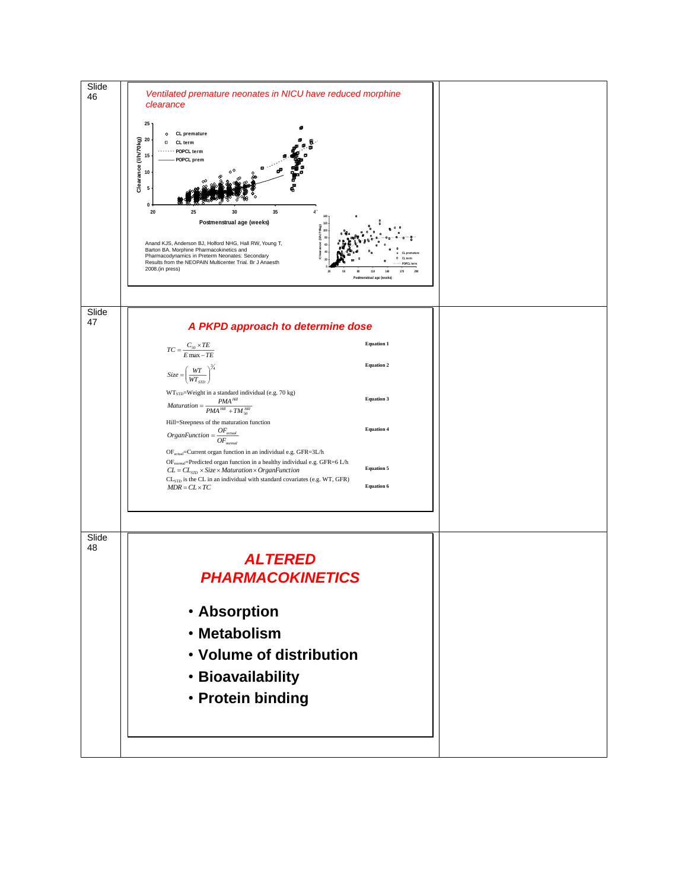Slide 46

*Ventilated premature neonates in NICU have reduced morphine clearance*

Anand KJS, Anderson BJ, Holford NHG, Hall RW, Young T, Barton BA. Morphine Pharmacokinetics and Pharmacodynamics in Preterm Neonates: Secondary Results from the NEOPAIN Multicenter Trial. Br J Anaesth 2008.(in press)

Slide 47

## A PKPD approach to determine dose

$$TC = \frac{C_{50} \times TE}{E\max - TE}$$ **Equation 1**

$$Size = \left(\frac{WT}{WT_{STD}}\right)^{3/4}$$ **Equation 2**

$WT_{STD}$=Weight in a standard individual (e.g. 70 kg)

$$Maturation = \frac{PMA^{Hill}}{PMA^{Hill} + TM_{50}^{Hill}}$$ **Equation 3**

Hill=Steepness of the maturation function

$$OrganFunction = \frac{OF_{actual}}{OF_{normal}}$$ **Equation 4**

$OF_{actual}$=Current organ function in an individual e.g. GFR=3L/h

$OF_{normal}$=Predicted organ function in a healthy individual e.g. GFR=6 L/h

$$CL = CL_{STD} \times Size \times Maturation \times OrganFunction$$ **Equation 5**

$CL_{STD}$ is the CL in an individual with standard covariates (e.g. WT, GFR)

$$MDR = CL \times TC$$ **Equation 6**

Slide 48

## ALTERED PHARMACOKINETICS

- **Absorption**
- **Metabolism**
- **Volume of distribution**
- **Bioavailability**
- **Protein binding**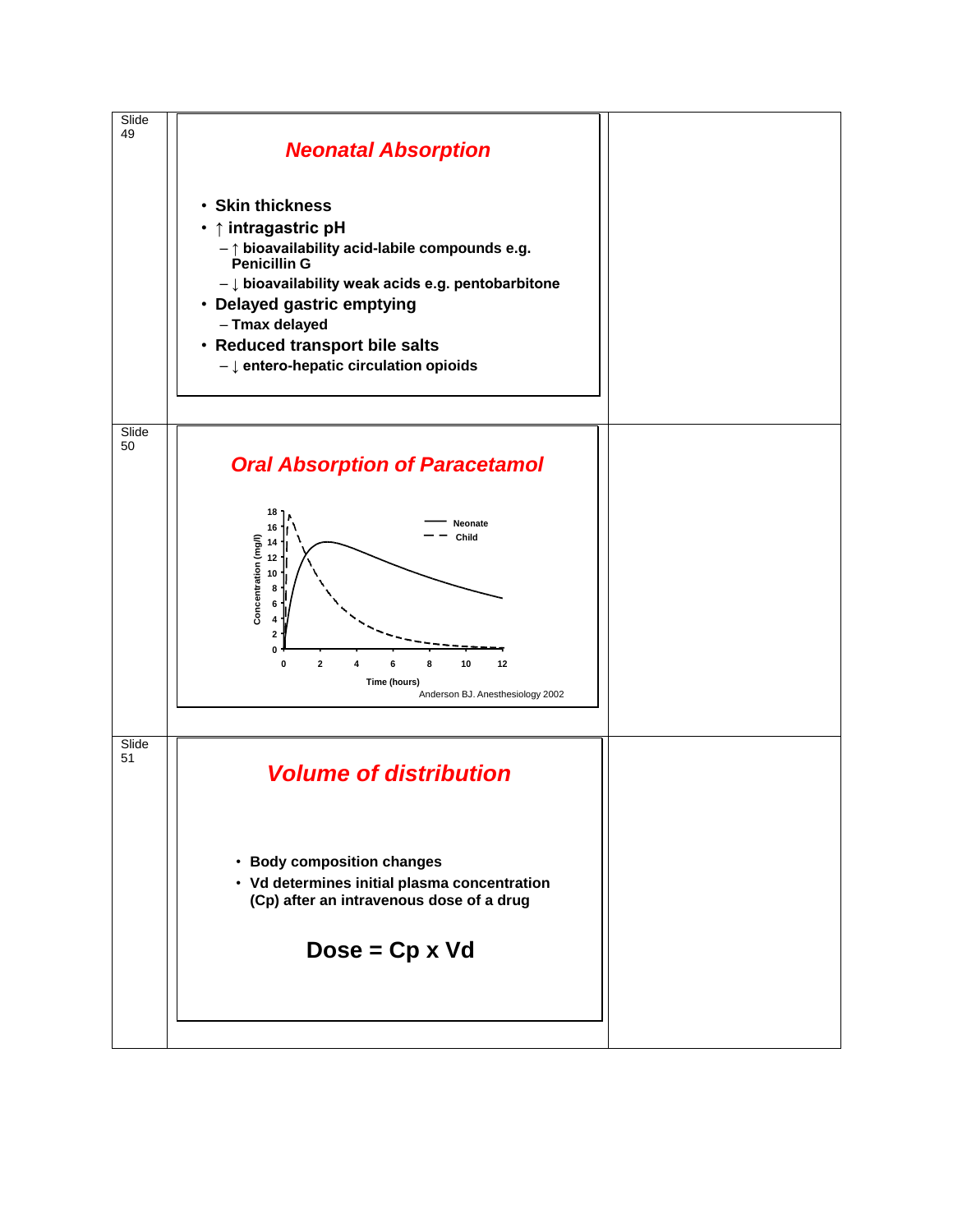Slide 49

## Neonatal Absorption

- Skin thickness
- ↑ intragastric pH
  - ↑ bioavailability acid-labile compounds e.g. Penicillin G
  - ↓ bioavailability weak acids e.g. pentobarbitone
- Delayed gastric emptying
  - Tmax delayed
- Reduced transport bile salts
  - ↓ entero-hepatic circulation opioids

Slide 50

## Oral Absorption of Paracetamol

Concentration (mg/l)

Time (hours)

Neonate

Child

Anderson BJ. Anesthesiology 2002

Slide 51

## Volume of distribution

- Body composition changes
- Vd determines initial plasma concentration (Cp) after an intravenous dose of a drug

**Dose = Cp x Vd**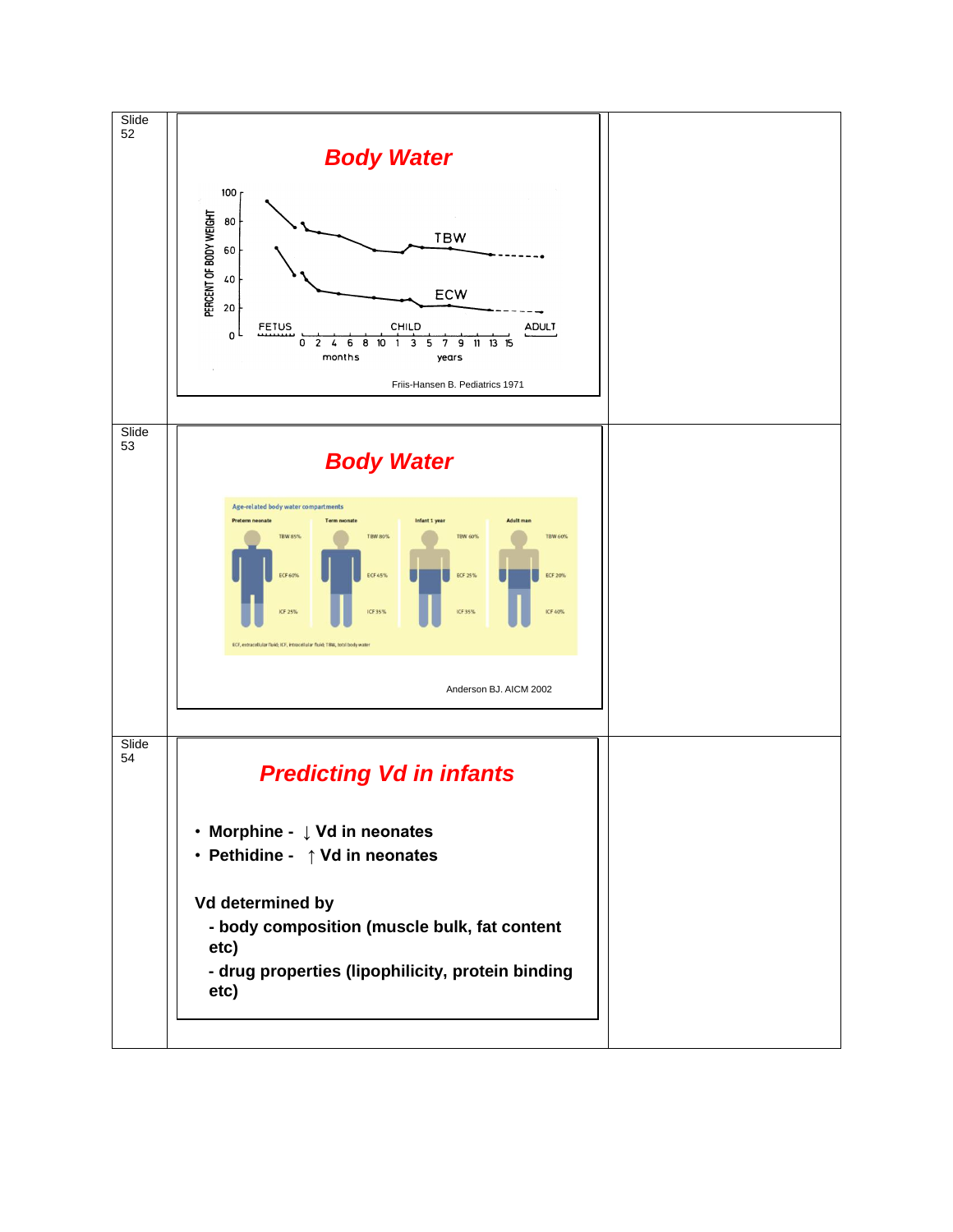Slide 52

## Body Water

PERCENT OF BODY WEIGHT

TBW

ECW

FETUS | CHILD | ADULT

months | years

Friis-Hansen B. Pediatrics 1971

Slide 53

## Body Water

Age-related body water compartments

| Preterm neonate | Term neonate | Infant 1 year | Adult man |
|---|---|---|---|
| TBW 85% | TBW 80% | TBW 60% | TBW 60% |
| ECF 60% | ECF 45% | ECF 25% | ECF 20% |
| ICF 25% | ICF 35% | ICF 35% | ICF 40% |

ECF, extracellular fluid; ICF, intracellular fluid; TBW, total body water

Anderson BJ. AICM 2002

Slide 54

## Predicting Vd in infants

- **Morphine - ↓ Vd in neonates**
- **Pethidine - ↑ Vd in neonates**

**Vd determined by**

**- body composition (muscle bulk, fat content etc)**

**- drug properties (lipophilicity, protein binding etc)**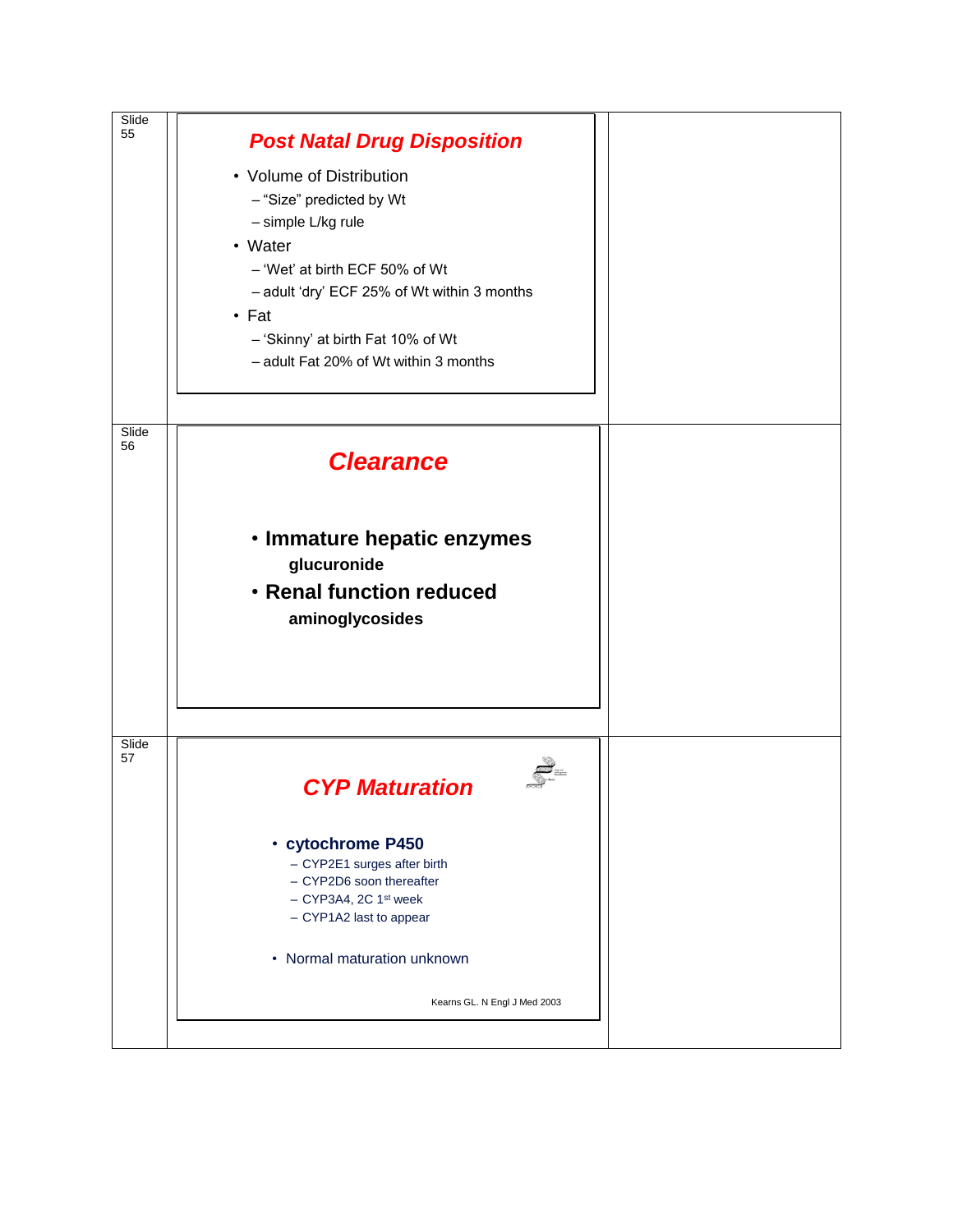Slide 55

## Post Natal Drug Disposition

- Volume of Distribution
  - "Size" predicted by Wt
  - simple L/kg rule
- Water
  - 'Wet' at birth ECF 50% of Wt
  - adult 'dry' ECF 25% of Wt within 3 months
- Fat
  - 'Skinny' at birth Fat 10% of Wt
  - adult Fat 20% of Wt within 3 months

Slide 56

## Clearance

- **Immature hepatic enzymes**
  **glucuronide**
- **Renal function reduced**
  **aminoglycosides**

Slide 57

## CYP Maturation

- **cytochrome P450**
  - CYP2E1 surges after birth
  - CYP2D6 soon thereafter
  - CYP3A4, 2C 1st week
  - CYP1A2 last to appear
- Normal maturation unknown

Kearns GL. N Engl J Med 2003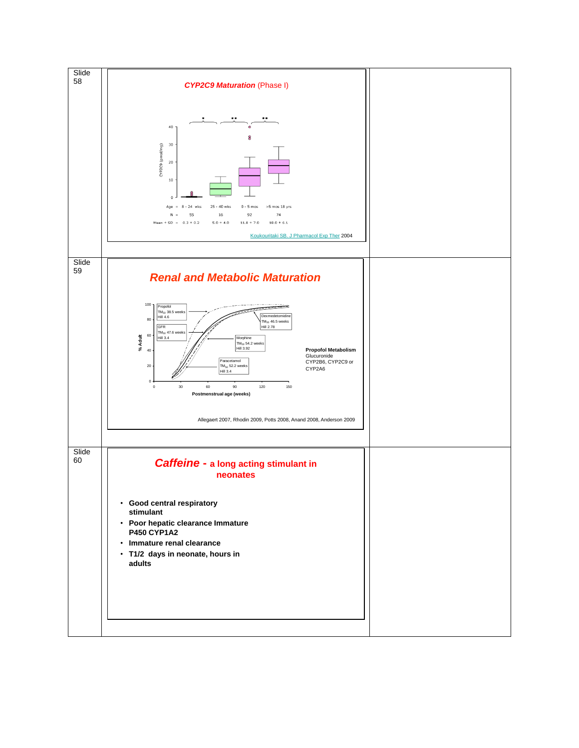Slide 58

## *CYP2C9 Maturation* (Phase I)

CYP2C9 (pmol/mg)

| Age = | 8 - 24 wks | 25 - 40 wks | 0 - 5 mos | >5 mos 18 yrs |
|---|---|---|---|---|
| N = | 55 | 16 | 92 | 74 |
| Mean + SD = | 0.3 + 0.2 | 5.0 + 4.0 | 11.8 + 7.0 | 18.0 + 6.1 |

Koukouritaki SB, J Pharmacol Exp Ther 2004

Slide 59

## *Renal and Metabolic Maturation*

% Adult

- Propofol: $TM_{50}$ 38.5 weeks, Hill 4.6
- Dexmedetomidine: $TM_{50}$ 46.5 weeks, Hill 2.78
- GFR: $TM_{50}$ 47.6 weeks, Hill 3.4
- Morphine: $TM_{50}$ 54.2 weeks, Hill 3.92
- Paracetamol: $TM_{50}$ 52.2 weeks, Hill 3.4

Postmenstrual age (weeks)

**Propofol Metabolism**
Glucuronide
CYP2B6, CYP2C9 or CYP2A6

Allegaert 2007, Rhodin 2009, Potts 2008, Anand 2008, Anderson 2009

Slide 60

## *Caffeine* - a long acting stimulant in neonates

- **Good central respiratory stimulant**
- **Poor hepatic clearance Immature P450 CYP1A2**
- **Immature renal clearance**
- **T1/2 days in neonate, hours in adults**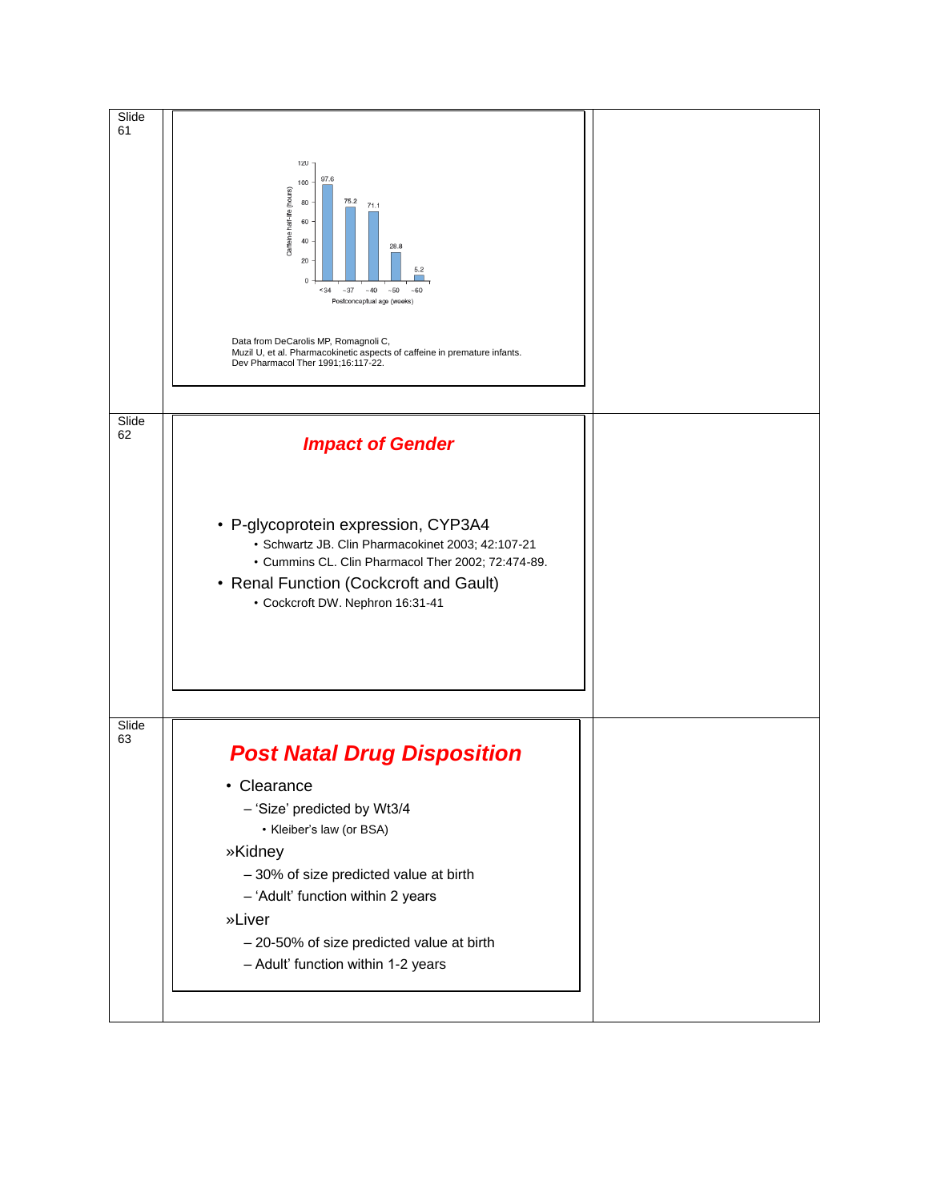Slide 61

Caffeine half-life (hours)

| Postconceptual age (weeks) | Caffeine half-life (hours) |
| --- | --- |
| <34 | 97.6 |
| ~37 | 75.2 |
| ~40 | 71.1 |
| ~50 | 28.8 |
| ~60 | 5.2 |

Data from DeCarolis MP, Romagnoli C, Muzil U, et al. Pharmacokinetic aspects of caffeine in premature infants. Dev Pharmacol Ther 1991;16:117-22.

Slide 62

## *Impact of Gender*

- P-glycoprotein expression, CYP3A4
  - Schwartz JB. Clin Pharmacokinet 2003; 42:107-21
  - Cummins CL. Clin Pharmacol Ther 2002; 72:474-89.
- Renal Function (Cockcroft and Gault)
  - Cockcroft DW. Nephron 16:31-41

Slide 63

## *Post Natal Drug Disposition*

- Clearance
  - 'Size' predicted by Wt3/4
    - Kleiber's law (or BSA)

»Kidney
  - 30% of size predicted value at birth
  - 'Adult' function within 2 years

»Liver
  - 20-50% of size predicted value at birth
  - Adult' function within 1-2 years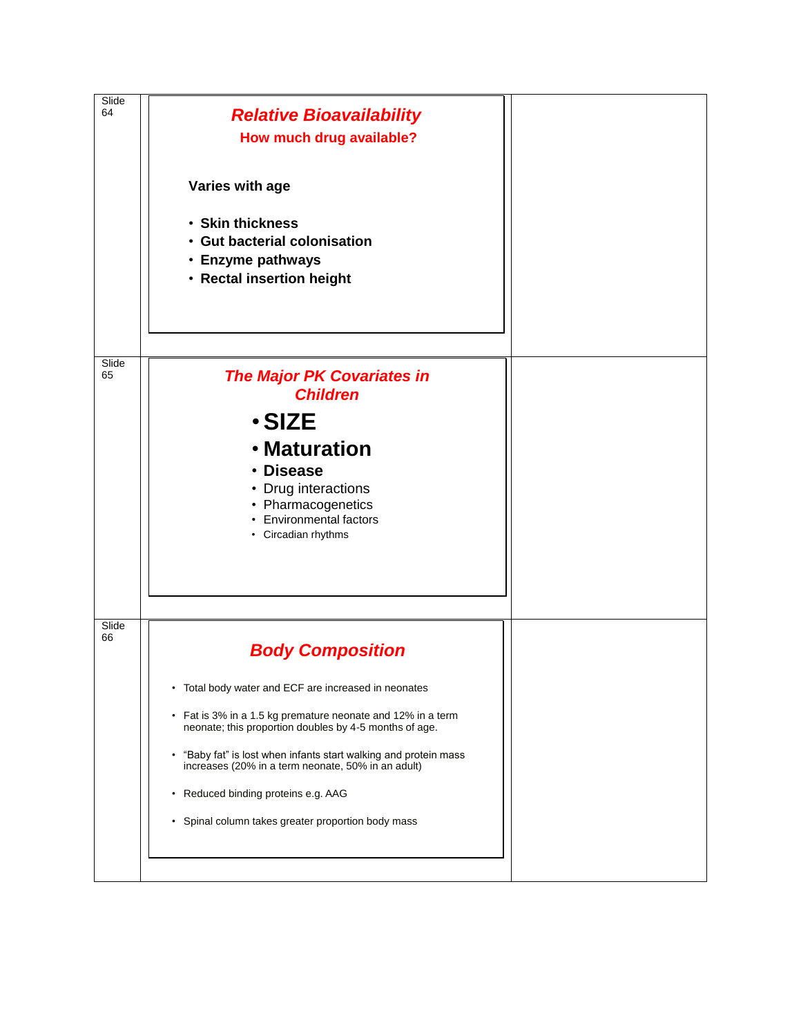Slide 64

## Relative Bioavailability

**How much drug available?**

**Varies with age**

- **Skin thickness**
- **Gut bacterial colonisation**
- **Enzyme pathways**
- **Rectal insertion height**

Slide 65

## The Major PK Covariates in Children

- **SIZE**
- **Maturation**
- **Disease**
- Drug interactions
- Pharmacogenetics
- Environmental factors
- Circadian rhythms

Slide 66

## Body Composition

- Total body water and ECF are increased in neonates
- Fat is 3% in a 1.5 kg premature neonate and 12% in a term neonate; this proportion doubles by 4-5 months of age.
- "Baby fat" is lost when infants start walking and protein mass increases (20% in a term neonate, 50% in an adult)
- Reduced binding proteins e.g. AAG
- Spinal column takes greater proportion body mass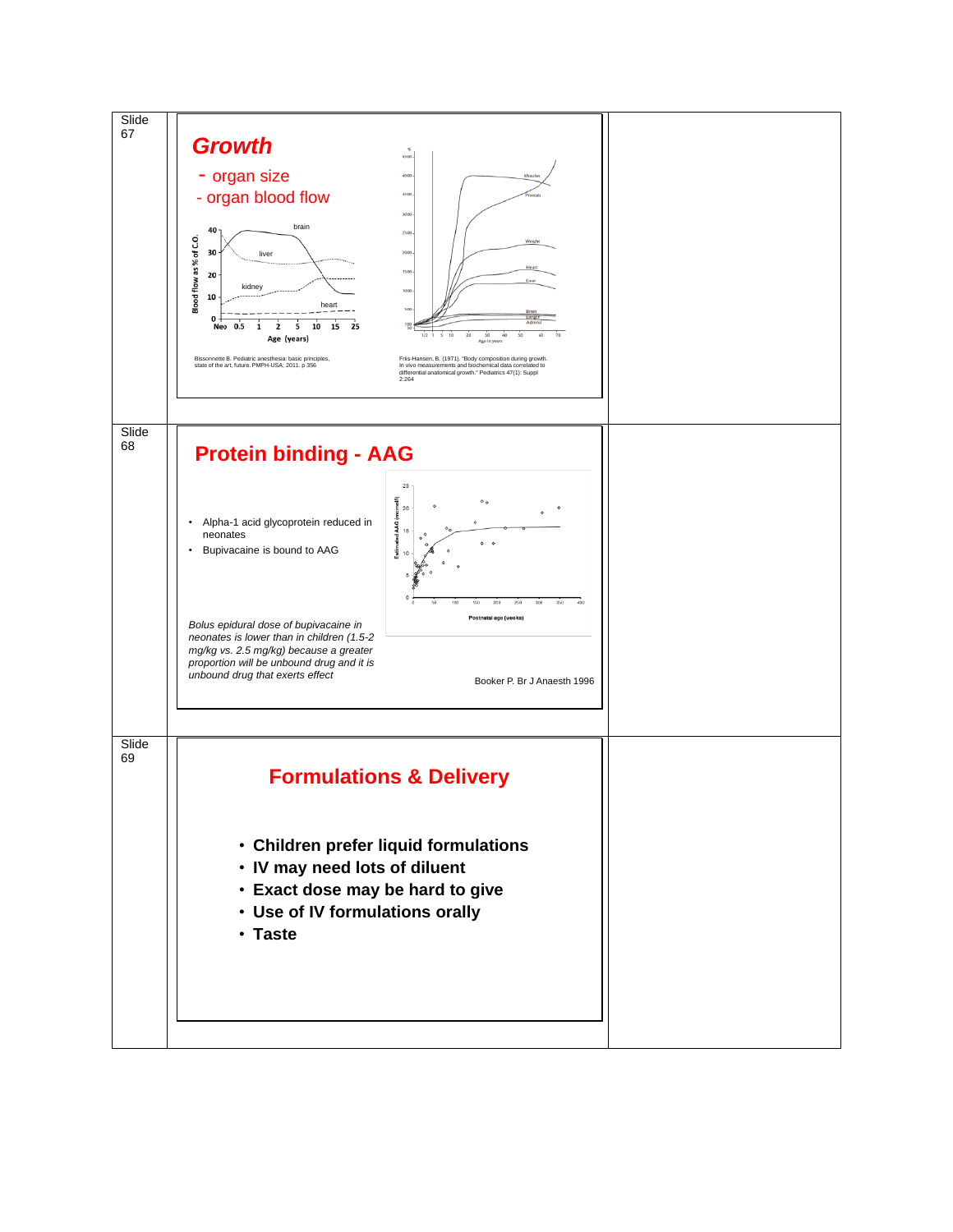Slide 67

## *Growth*

- organ size
- organ blood flow

Bissonnette B. Pediatric anesthesia: basic principles, state of the art, future. PMPH-USA; 2011. p 356

Friis-Hansen, B. (1971). "Body composition during growth. In vivo measurements and biochemical data correlated to differential anatomical growth." Pediatrics 47(1): Suppl 2:264

Slide 68

## Protein binding - AAG

- Alpha-1 acid glycoprotein reduced in neonates
- Bupivacaine is bound to AAG

*Bolus epidural dose of bupivacaine in neonates is lower than in children (1.5-2 mg/kg vs. 2.5 mg/kg) because a greater proportion will be unbound drug and it is unbound drug that exerts effect*

Booker P. Br J Anaesth 1996

Slide 69

## Formulations & Delivery

- **Children prefer liquid formulations**
- **IV may need lots of diluent**
- **Exact dose may be hard to give**
- **Use of IV formulations orally**
- **Taste**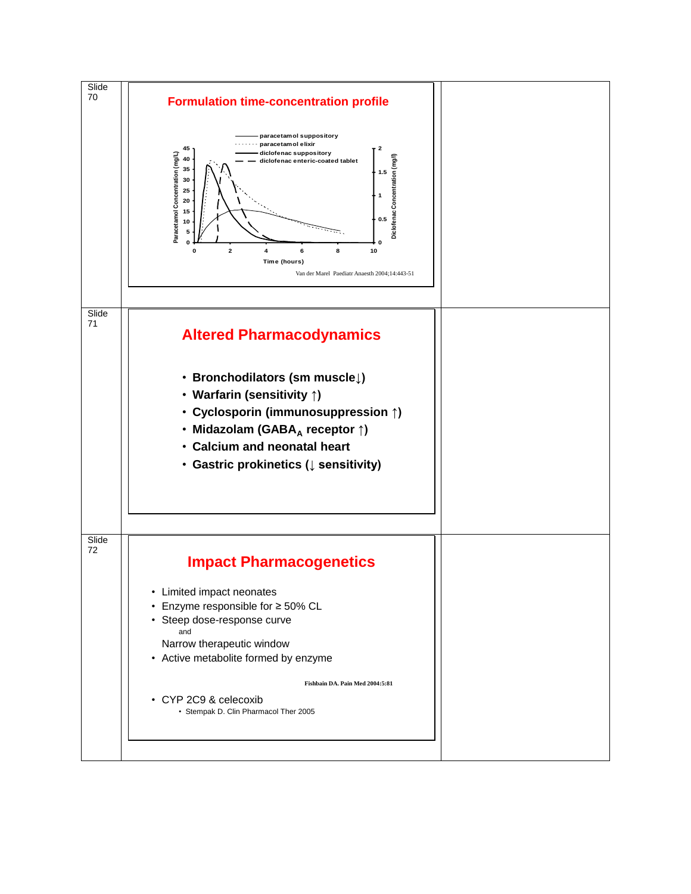Slide 70

## Formulation time-concentration profile

Legend:
- paracetamol suppository
- paracetamol elixir
- diclofenac suppository
- diclofenac enteric-coated tablet

Paracetamol Concentration (mg/L): 0, 5, 10, 15, 20, 25, 30, 35, 40, 45

Diclofenac Concentration (mg/l): 0, 0.5, 1, 1.5, 2

Time (hours): 0, 2, 4, 6, 8, 10

Van der Marel Paediatr Anaesth 2004;14:443-51

Slide 71

## Altered Pharmacodynamics

- **Bronchodilators (sm muscle↓)**
- **Warfarin (sensitivity ↑)**
- **Cyclosporin (immunosuppression ↑)**
- **Midazolam ($GABA_A$ receptor ↑)**
- **Calcium and neonatal heart**
- **Gastric prokinetics (↓ sensitivity)**

Slide 72

## Impact Pharmacogenetics

- Limited impact neonates
- Enzyme responsible for ≥ 50% CL
- Steep dose-response curve

  and

  Narrow therapeutic window
- Active metabolite formed by enzyme

**Fishbain DA. Pain Med 2004:5:81**

- CYP 2C9 & celecoxib
  - Stempak D. Clin Pharmacol Ther 2005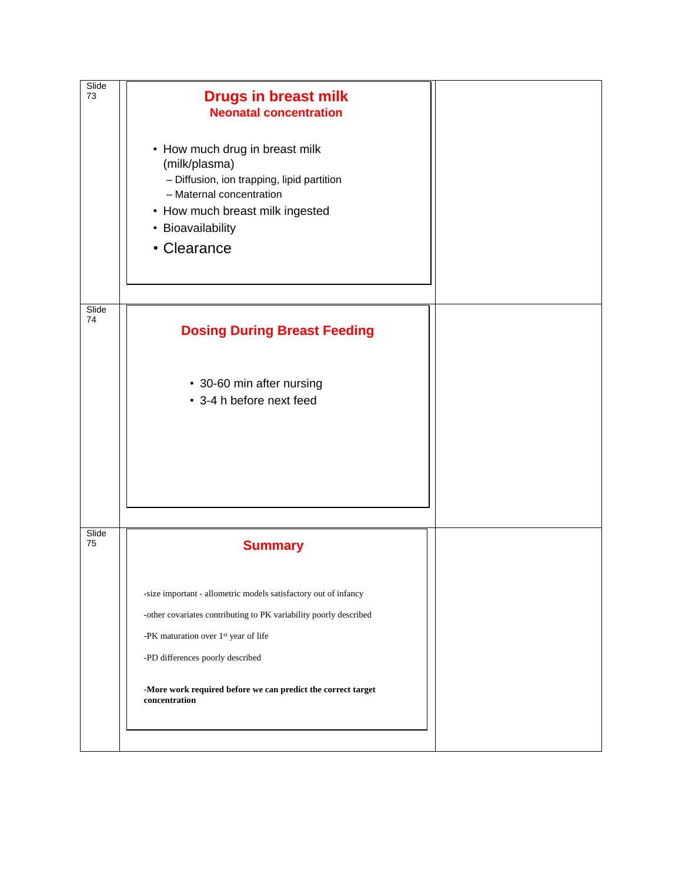Slide 73

## Drugs in breast milk

### Neonatal concentration

- How much drug in breast milk (milk/plasma)
  - Diffusion, ion trapping, lipid partition
  - Maternal concentration
- How much breast milk ingested
- Bioavailability
- Clearance

Slide 74

## Dosing During Breast Feeding

- 30-60 min after nursing
- 3-4 h before next feed

Slide 75

## Summary

-size important - allometric models satisfactory out of infancy

-other covariates contributing to PK variability poorly described

-PK maturation over 1st year of life

-PD differences poorly described

**-More work required before we can predict the correct target concentration**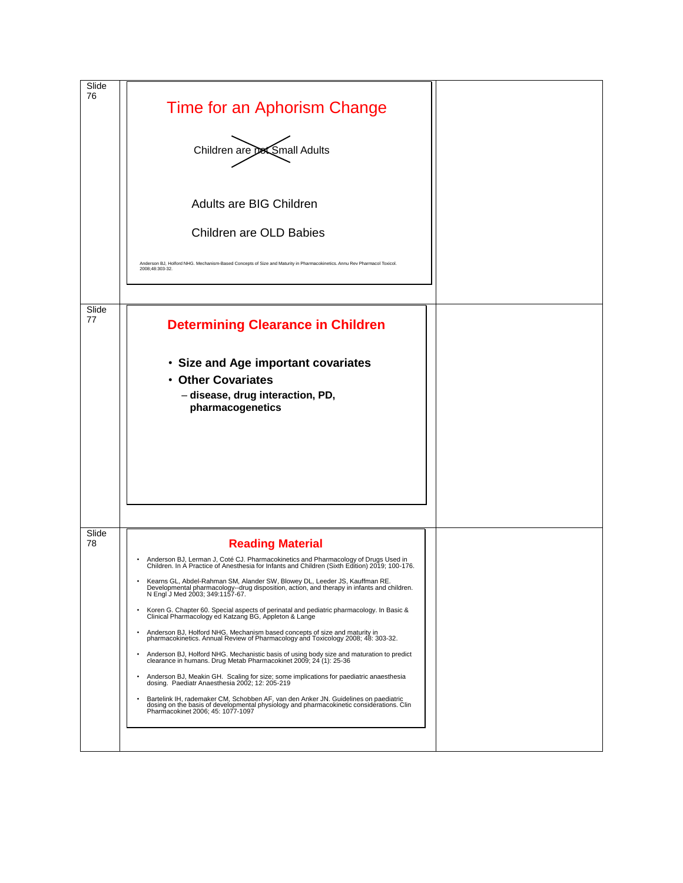Slide 76

## Time for an Aphorism Change

~~Children are not Small Adults~~

Adults are BIG Children

Children are OLD Babies

Anderson BJ, Holford NHG. Mechanism-Based Concepts of Size and Maturity in Pharmacokinetics. Annu Rev Pharmacol Toxicol. 2008;48:303-32.

Slide 77

## Determining Clearance in Children

- **Size and Age important covariates**
- **Other Covariates**
  - **disease, drug interaction, PD, pharmacogenetics**

Slide 78

## Reading Material

- Anderson BJ, Lerman J, Coté CJ. Pharmacokinetics and Pharmacology of Drugs Used in Children. In A Practice of Anesthesia for Infants and Children (Sixth Edition) 2019; 100-176.
- Kearns GL, Abdel-Rahman SM, Alander SW, Blowey DL, Leeder JS, Kauffman RE. Developmental pharmacology--drug disposition, action, and therapy in infants and children. N Engl J Med 2003; 349:1157-67.
- Koren G. Chapter 60. Special aspects of perinatal and pediatric pharmacology. In Basic & Clinical Pharmacology ed Katzang BG, Appleton & Lange
- Anderson BJ, Holford NHG. Mechanism based concepts of size and maturity in pharmacokinetics. Annual Review of Pharmacology and Toxicology 2008; 48: 303-32.
- Anderson BJ, Holford NHG. Mechanistic basis of using body size and maturation to predict clearance in humans. Drug Metab Pharmacokinet 2009; 24 (1): 25-36
- Anderson BJ, Meakin GH. Scaling for size; some implications for paediatric anaesthesia dosing. Paediatr Anaesthesia 2002; 12: 205-219
- Bartelink IH, rademaker CM, Schobben AF, van den Anker JN. Guidelines on paediatric dosing on the basis of developmental physiology and pharmacokinetic considerations. Clin Pharmacokinet 2006; 45: 1077-1097